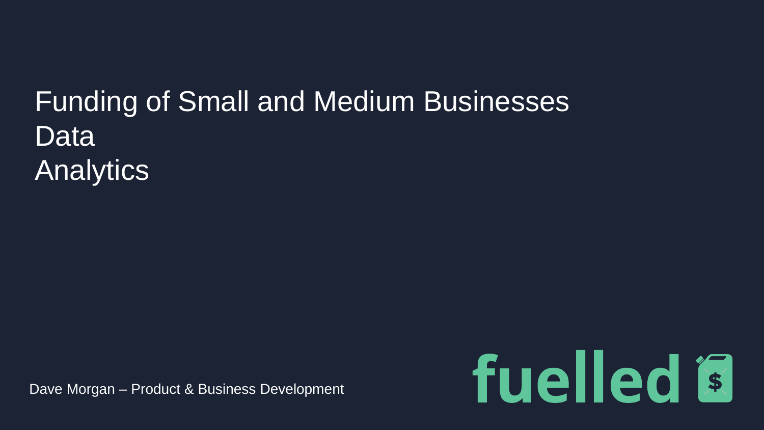# Funding of Small and Medium Businesses Data Analytics

Dave Morgan – Product & Business Development

fuelled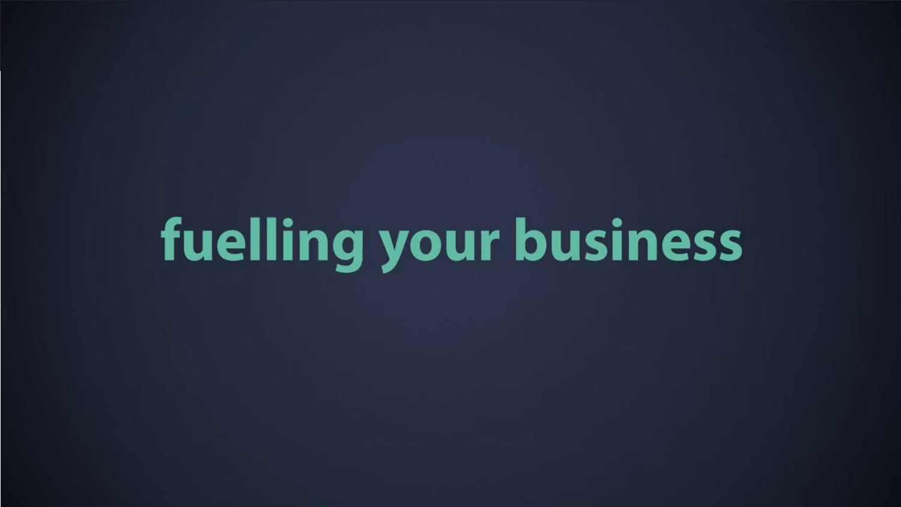# fuelling your business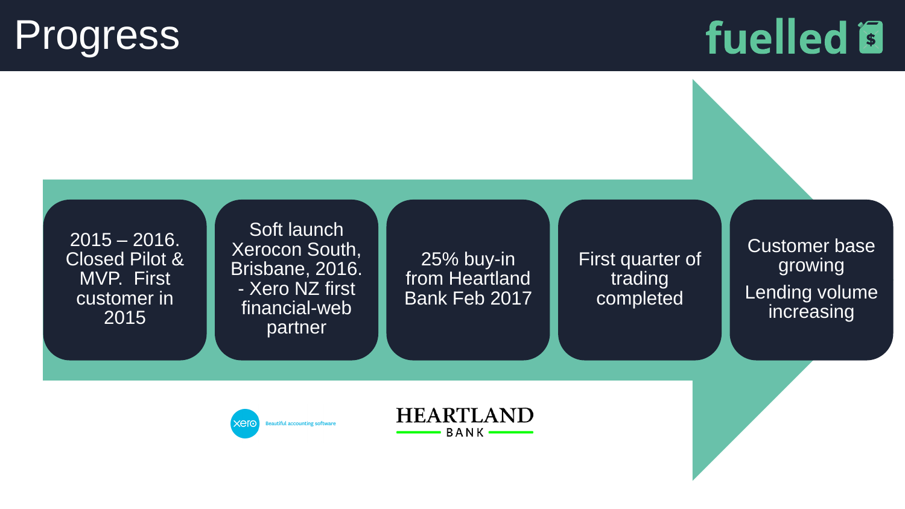# Progress

fuelled

- 2015 – 2016. Closed Pilot & MVP. First customer in 2015
- Soft launch Xerocon South, Brisbane, 2016. - Xero NZ first financial-web partner
- 25% buy-in from Heartland Bank Feb 2017
- First quarter of trading completed
- Customer base growing

  Lending volume increasing

xero Beautiful accounting software

HEARTLAND BANK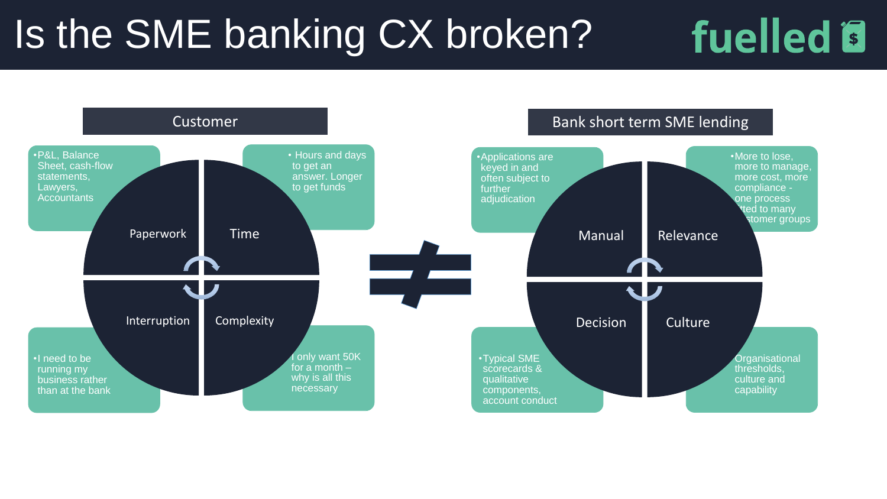# Is the SME banking CX broken?

fuelled

## Customer

- **Paperwork**
  - P&L, Balance Sheet, cash-flow statements, Lawyers, Accountants
- **Time**
  - Hours and days to get an answer. Longer to get funds
- **Interruption**
  - I need to be running my business rather than at the bank
- **Complexity**
  - I only want 50K for a month – why is all this necessary

≠

## Bank short term SME lending

- **Manual**
  - Applications are keyed in and often subject to further adjudication
- **Relevance**
  - More to lose, more to manage, more cost, more compliance - one process fitted to many customer groups
- **Decision**
  - Typical SME scorecards & qualitative components, account conduct
- **Culture**
  - Organisational thresholds, culture and capability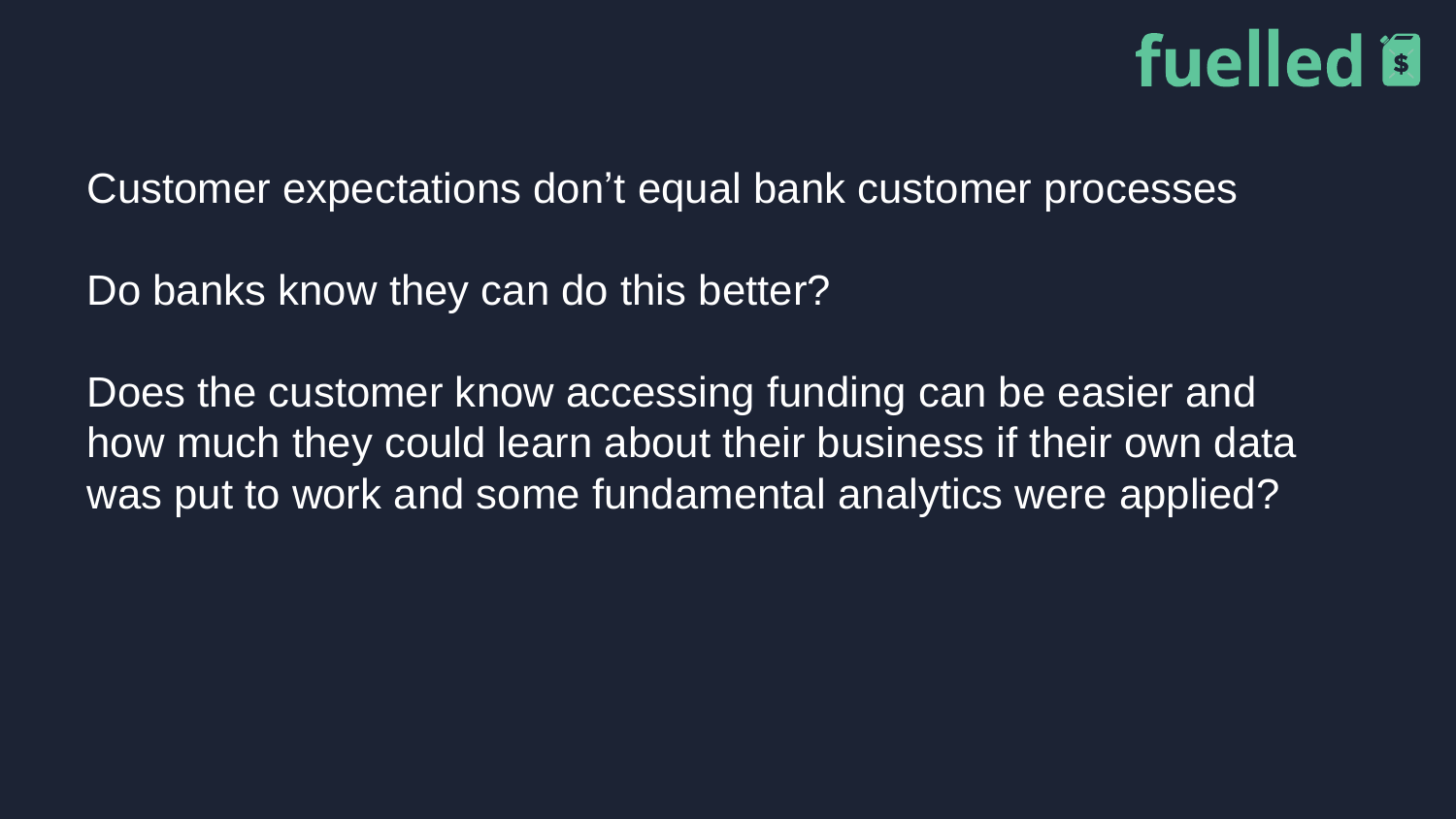Customer expectations don't equal bank customer processes

Do banks know they can do this better?

Does the customer know accessing funding can be easier and how much they could learn about their business if their own data was put to work and some fundamental analytics were applied?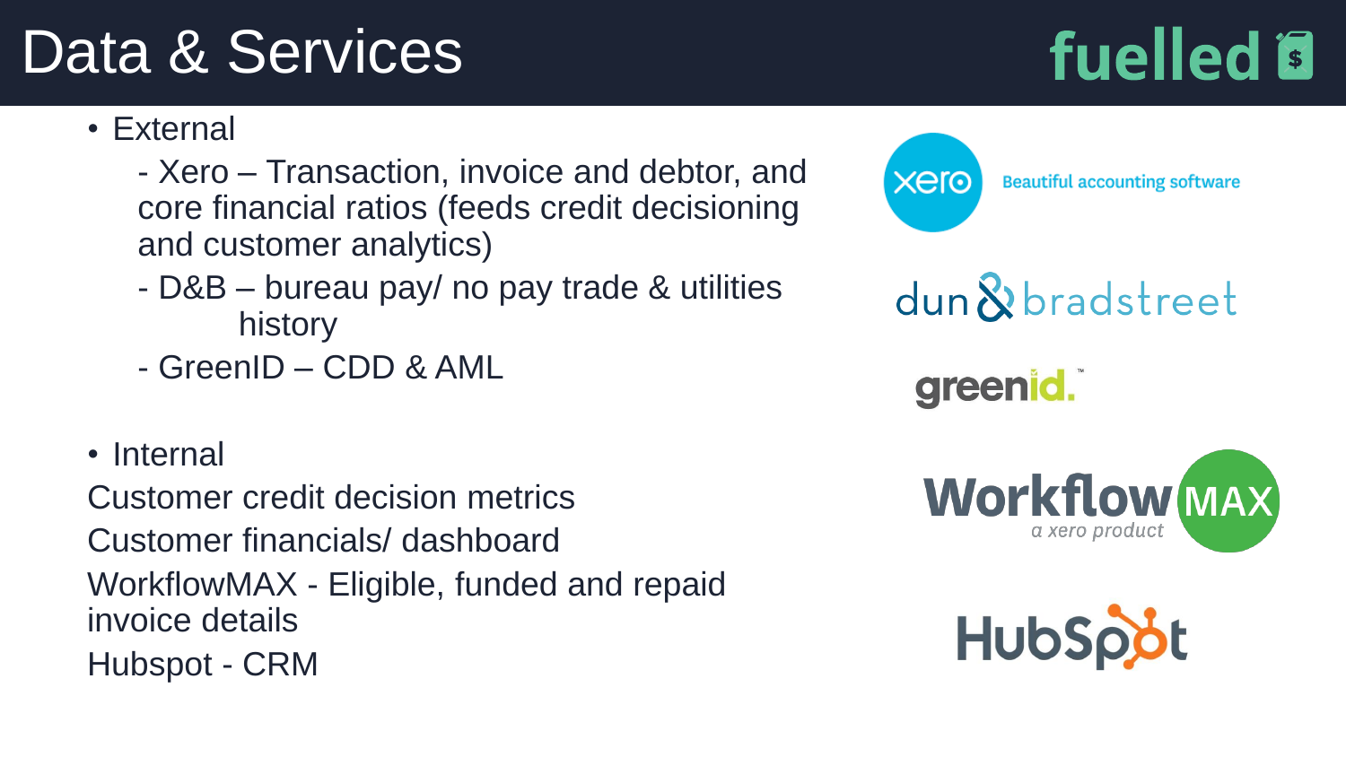# Data & Services

- External
  - Xero – Transaction, invoice and debtor, and core financial ratios (feeds credit decisioning and customer analytics)
  - D&B – bureau pay/ no pay trade & utilities history
  - GreenID – CDD & AML

- Internal

Customer credit decision metrics

Customer financials/ dashboard

WorkflowMAX - Eligible, funded and repaid invoice details

Hubspot - CRM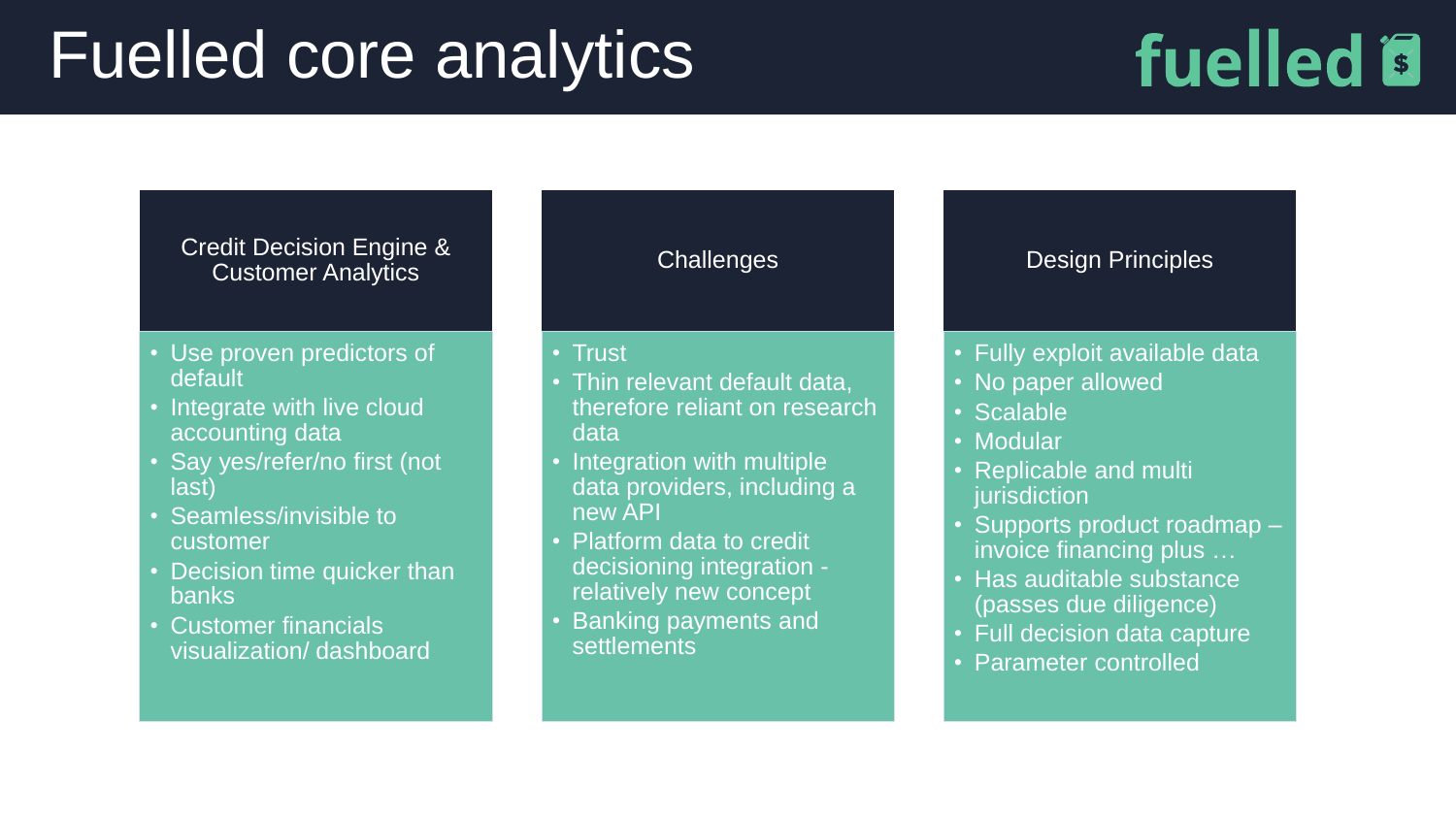# Fuelled core analytics

fuelled

## Credit Decision Engine & Customer Analytics

- Use proven predictors of default
- Integrate with live cloud accounting data
- Say yes/refer/no first (not last)
- Seamless/invisible to customer
- Decision time quicker than banks
- Customer financials visualization/ dashboard

## Challenges

- Trust
- Thin relevant default data, therefore reliant on research data
- Integration with multiple data providers, including a new API
- Platform data to credit decisioning integration - relatively new concept
- Banking payments and settlements

## Design Principles

- Fully exploit available data
- No paper allowed
- Scalable
- Modular
- Replicable and multi jurisdiction
- Supports product roadmap – invoice financing plus …
- Has auditable substance (passes due diligence)
- Full decision data capture
- Parameter controlled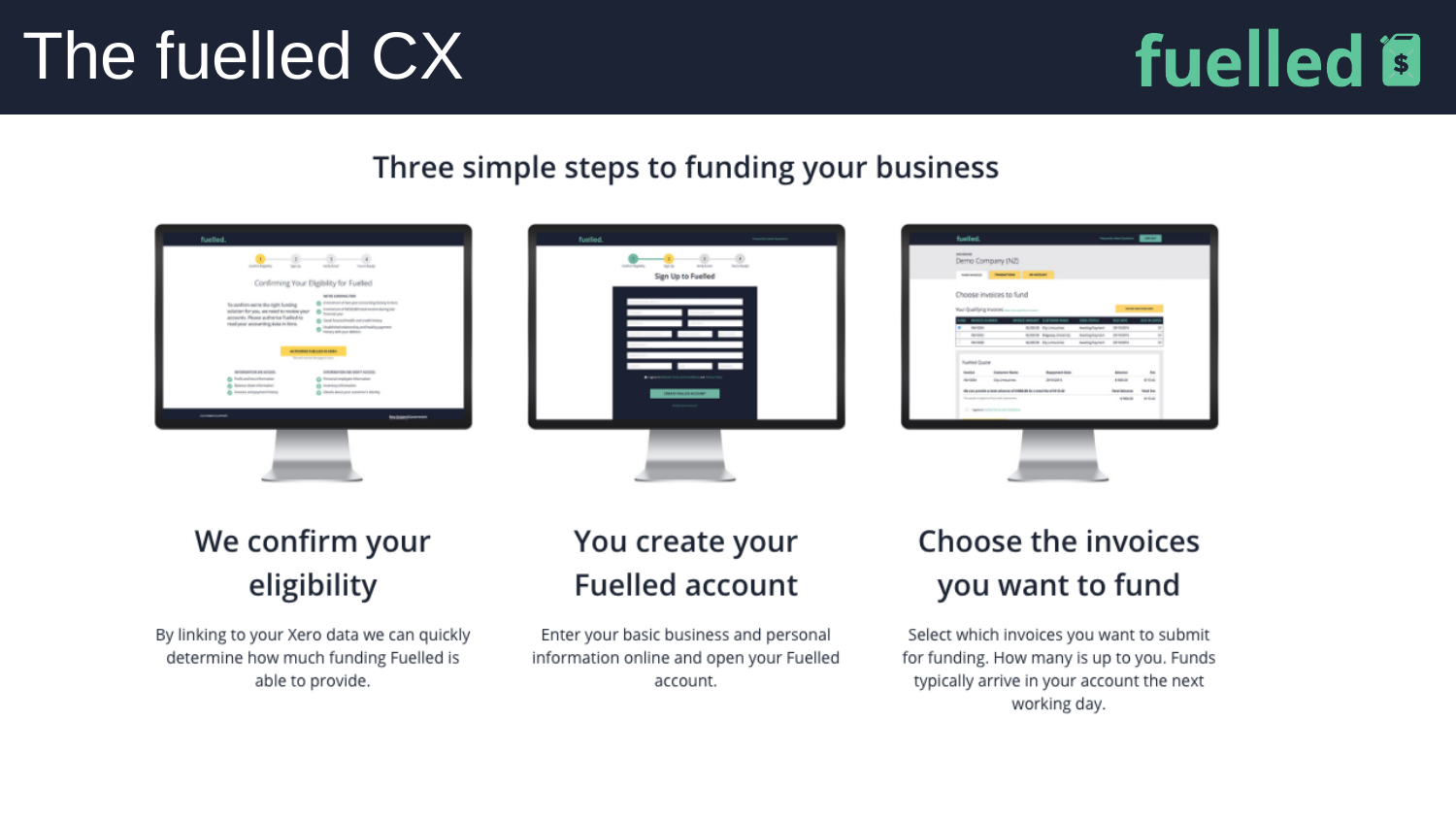# The fuelled CX

fuelled

## Three simple steps to funding your business

### We confirm your eligibility

By linking to your Xero data we can quickly determine how much funding Fuelled is able to provide.

### You create your Fuelled account

Enter your basic business and personal information online and open your Fuelled account.

### Choose the invoices you want to fund

Select which invoices you want to submit for funding. How many is up to you. Funds typically arrive in your account the next working day.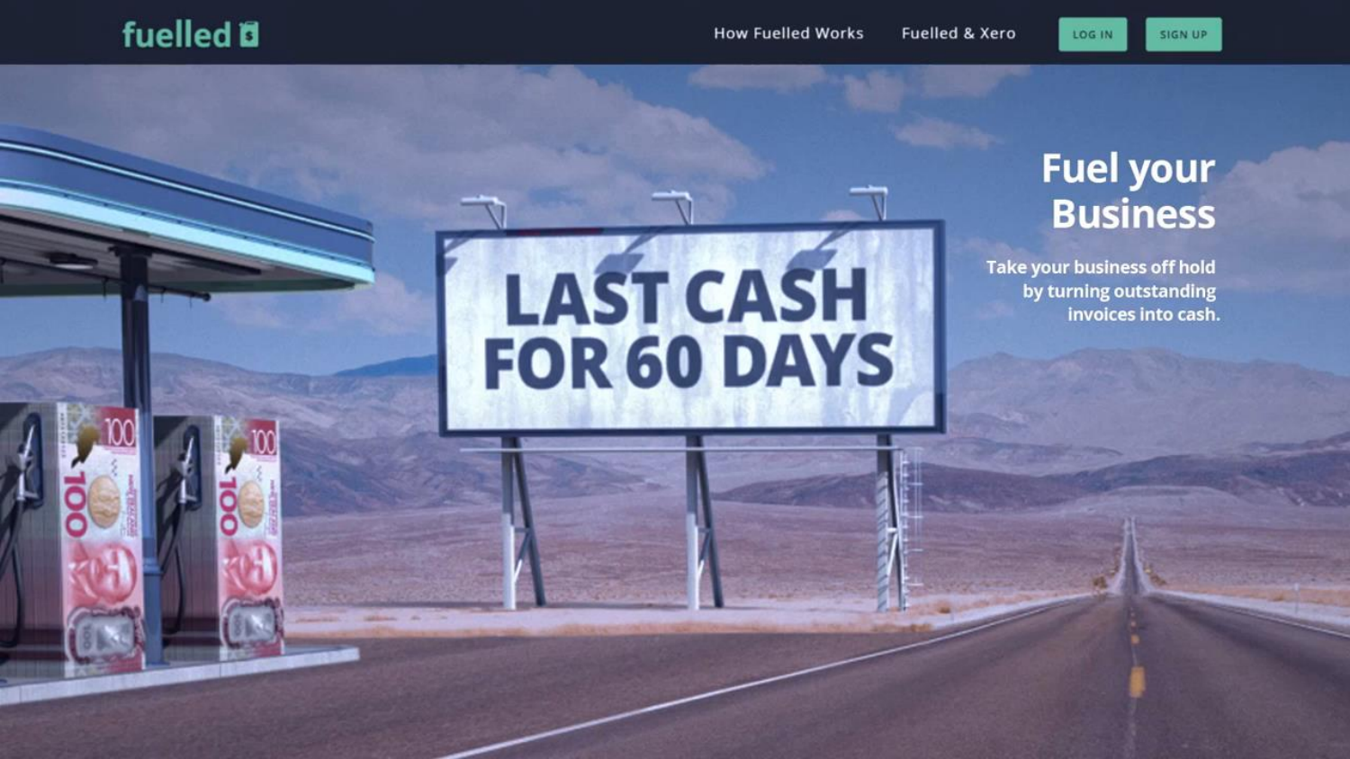fuelled

How Fuelled Works　Fuelled & Xero　LOG IN　SIGN UP

LAST CASH FOR 60 DAYS

# Fuel your Business

Take your business off hold by turning outstanding invoices into cash.